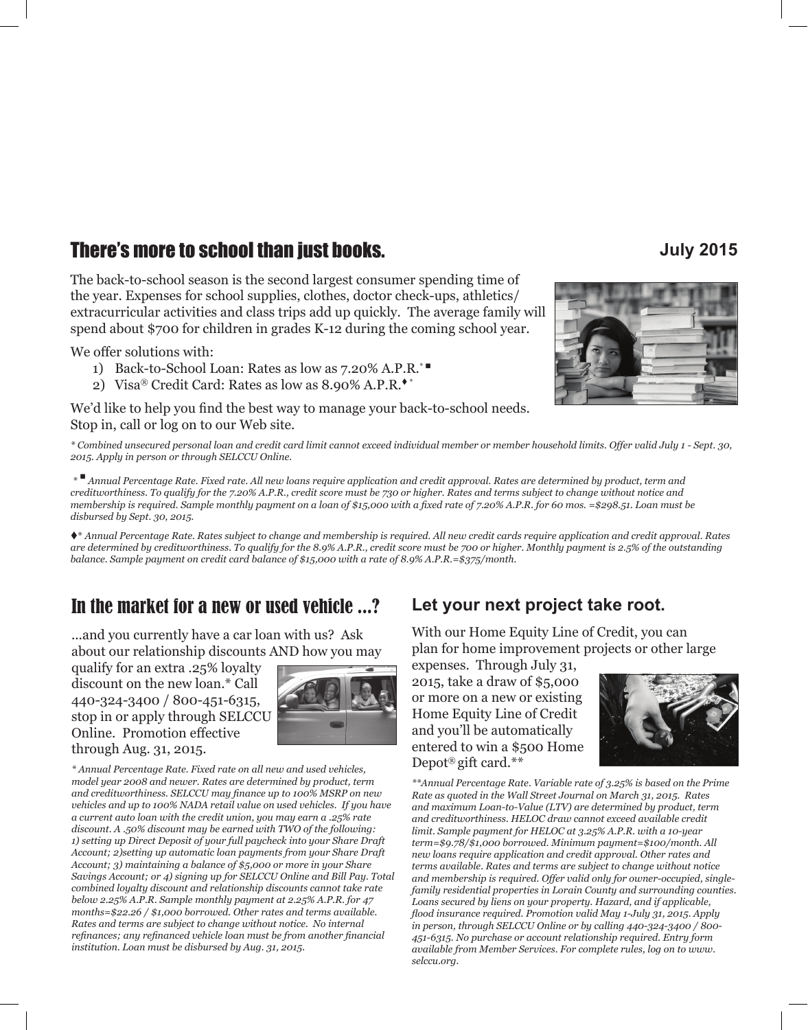## There's more to school than just books.

**July 2015**

The back-to-school season is the second largest consumer spending time of the year. Expenses for school supplies, clothes, doctor check-ups, athletics/extracurricular activities and class trips add up quickly. The average family will spend about $700 for children in grades K-12 during the coming school year.

We offer solutions with:

1) Back-to-School Loan: Rates as low as 7.20% A.P.R.* ■
2) Visa® Credit Card: Rates as low as 8.90% A.P.R.♦ *

We'd like to help you find the best way to manage your back-to-school needs. Stop in, call or log on to our Web site.

*\* Combined unsecured personal loan and credit card limit cannot exceed individual member or member household limits. Offer valid July 1 - Sept. 30, 2015. Apply in person or through SELCCU Online.*

*\* ■ Annual Percentage Rate. Fixed rate. All new loans require application and credit approval. Rates are determined by product, term and creditworthiness. To qualify for the 7.20% A.P.R., credit score must be 730 or higher. Rates and terms subject to change without notice and membership is required. Sample monthly payment on a loan of $15,000 with a fixed rate of 7.20% A.P.R. for 60 mos. =$298.51. Loan must be disbursed by Sept. 30, 2015.*

*♦\* Annual Percentage Rate. Rates subject to change and membership is required. All new credit cards require application and credit approval. Rates are determined by creditworthiness. To qualify for the 8.9% A.P.R., credit score must be 700 or higher. Monthly payment is 2.5% of the outstanding balance. Sample payment on credit card balance of $15,000 with a rate of 8.9% A.P.R.=$375/month.*

## In the market for a new or used vehicle ...?

...and you currently have a car loan with us? Ask about our relationship discounts AND how you may qualify for an extra .25% loyalty discount on the new loan.* Call 440-324-3400 / 800-451-6315, stop in or apply through SELCCU Online. Promotion effective through Aug. 31, 2015.

*\* Annual Percentage Rate. Fixed rate on all new and used vehicles, model year 2008 and newer. Rates are determined by product, term and creditworthiness. SELCCU may finance up to 100% MSRP on new vehicles and up to 100% NADA retail value on used vehicles. If you have a current auto loan with the credit union, you may earn a .25% rate discount. A .50% discount may be earned with TWO of the following: 1) setting up Direct Deposit of your full paycheck into your Share Draft Account; 2)setting up automatic loan payments from your Share Draft Account; 3) maintaining a balance of $5,000 or more in your Share Savings Account; or 4) signing up for SELCCU Online and Bill Pay. Total combined loyalty discount and relationship discounts cannot take rate below 2.25% A.P.R. Sample monthly payment at 2.25% A.P.R. for 47 months=$22.26 / $1,000 borrowed. Other rates and terms available. Rates and terms are subject to change without notice. No internal refinances; any refinanced vehicle loan must be from another financial institution. Loan must be disbursed by Aug. 31, 2015.*

## Let your next project take root.

With our Home Equity Line of Credit, you can plan for home improvement projects or other large expenses. Through July 31, 2015, take a draw of $5,000 or more on a new or existing Home Equity Line of Credit and you'll be automatically entered to win a $500 Home Depot® gift card.**

*\*\*Annual Percentage Rate. Variable rate of 3.25% is based on the Prime Rate as quoted in the Wall Street Journal on March 31, 2015. Rates and maximum Loan-to-Value (LTV) are determined by product, term and creditworthiness. HELOC draw cannot exceed available credit limit. Sample payment for HELOC at 3.25% A.P.R. with a 10-year term=$9.78/$1,000 borrowed. Minimum payment=$100/month. All new loans require application and credit approval. Other rates and terms available. Rates and terms are subject to change without notice and membership is required. Offer valid only for owner-occupied, single-family residential properties in Lorain County and surrounding counties. Loans secured by liens on your property. Hazard, and if applicable, flood insurance required. Promotion valid May 1-July 31, 2015. Apply in person, through SELCCU Online or by calling 440-324-3400 / 800-451-6315. No purchase or account relationship required. Entry form available from Member Services. For complete rules, log on to www.selccu.org.*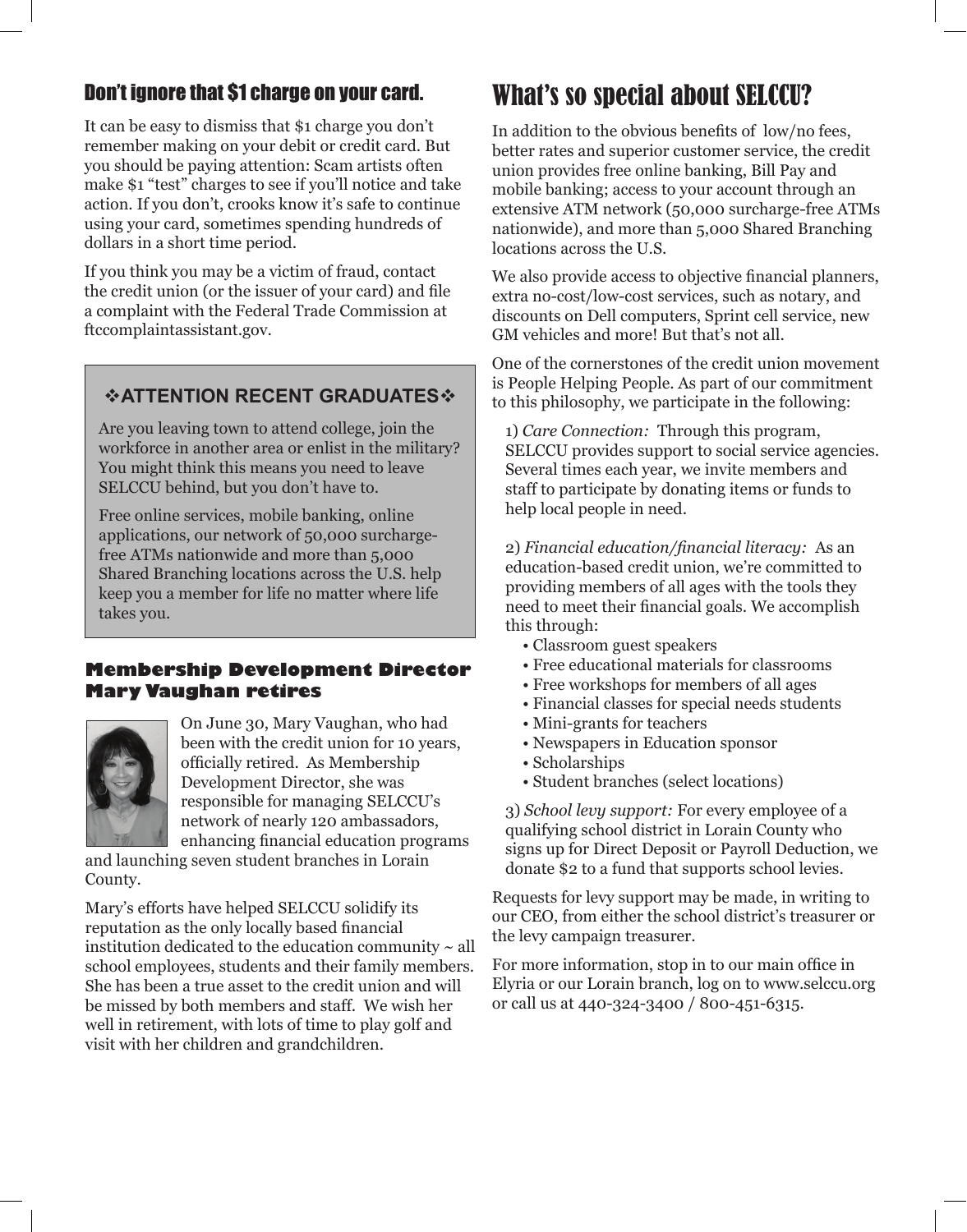## Don't ignore that $1 charge on your card.

It can be easy to dismiss that $1 charge you don't remember making on your debit or credit card. But you should be paying attention: Scam artists often make $1 "test" charges to see if you'll notice and take action. If you don't, crooks know it's safe to continue using your card, sometimes spending hundreds of dollars in a short time period.

If you think you may be a victim of fraud, contact the credit union (or the issuer of your card) and file a complaint with the Federal Trade Commission at ftccomplaintassistant.gov.

### ❖ATTENTION RECENT GRADUATES❖

Are you leaving town to attend college, join the workforce in another area or enlist in the military? You might think this means you need to leave SELCCU behind, but you don't have to.

Free online services, mobile banking, online applications, our network of 50,000 surcharge-free ATMs nationwide and more than 5,000 Shared Branching locations across the U.S. help keep you a member for life no matter where life takes you.

### Membership Development Director Mary Vaughan retires

On June 30, Mary Vaughan, who had been with the credit union for 10 years, officially retired. As Membership Development Director, she was responsible for managing SELCCU's network of nearly 120 ambassadors, enhancing financial education programs and launching seven student branches in Lorain County.

Mary's efforts have helped SELCCU solidify its reputation as the only locally based financial institution dedicated to the education community ~ all school employees, students and their family members. She has been a true asset to the credit union and will be missed by both members and staff. We wish her well in retirement, with lots of time to play golf and visit with her children and grandchildren.

# What's so special about SELCCU?

In addition to the obvious benefits of low/no fees, better rates and superior customer service, the credit union provides free online banking, Bill Pay and mobile banking; access to your account through an extensive ATM network (50,000 surcharge-free ATMs nationwide), and more than 5,000 Shared Branching locations across the U.S.

We also provide access to objective financial planners, extra no-cost/low-cost services, such as notary, and discounts on Dell computers, Sprint cell service, new GM vehicles and more! But that's not all.

One of the cornerstones of the credit union movement is People Helping People. As part of our commitment to this philosophy, we participate in the following:

1) *Care Connection:* Through this program, SELCCU provides support to social service agencies. Several times each year, we invite members and staff to participate by donating items or funds to help local people in need.

2) *Financial education/financial literacy:* As an education-based credit union, we're committed to providing members of all ages with the tools they need to meet their financial goals. We accomplish this through:

- Classroom guest speakers
- Free educational materials for classrooms
- Free workshops for members of all ages
- Financial classes for special needs students
- Mini-grants for teachers
- Newspapers in Education sponsor
- Scholarships
- Student branches (select locations)

3) *School levy support:* For every employee of a qualifying school district in Lorain County who signs up for Direct Deposit or Payroll Deduction, we donate $2 to a fund that supports school levies.

Requests for levy support may be made, in writing to our CEO, from either the school district's treasurer or the levy campaign treasurer.

For more information, stop in to our main office in Elyria or our Lorain branch, log on to www.selccu.org or call us at 440-324-3400 / 800-451-6315.